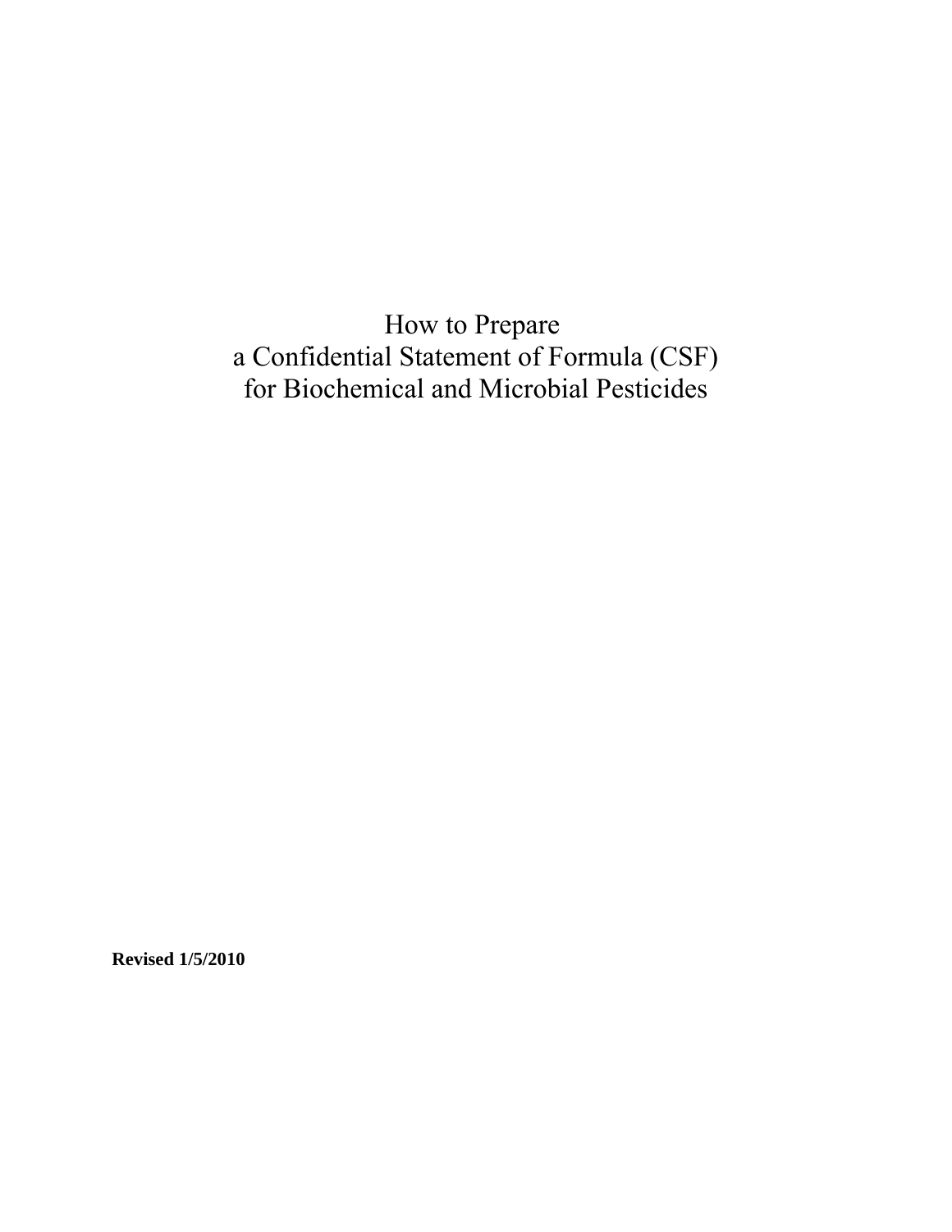# How to Prepare a Confidential Statement of Formula (CSF) for Biochemical and Microbial Pesticides

**Revised 1/5/2010**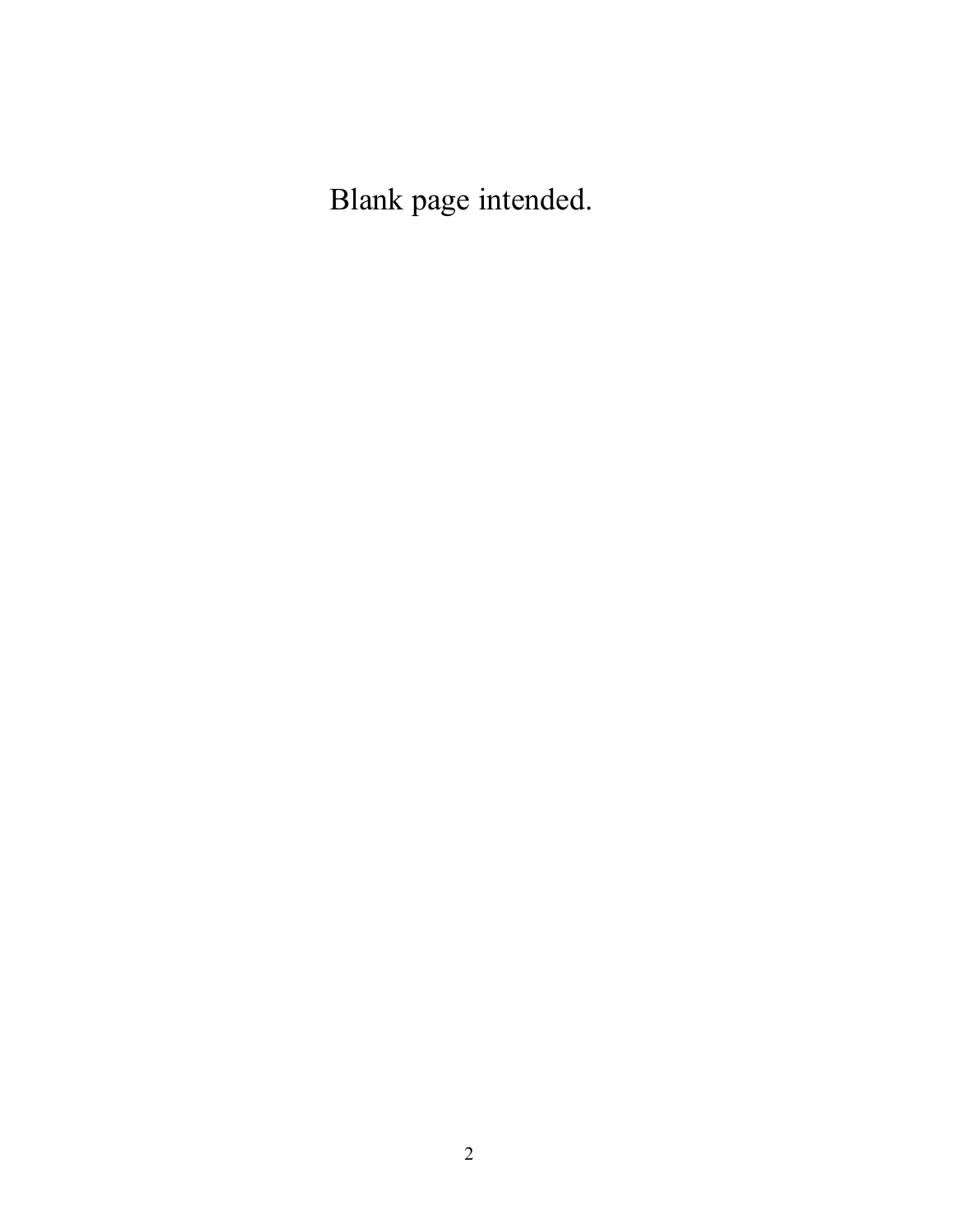Blank page intended.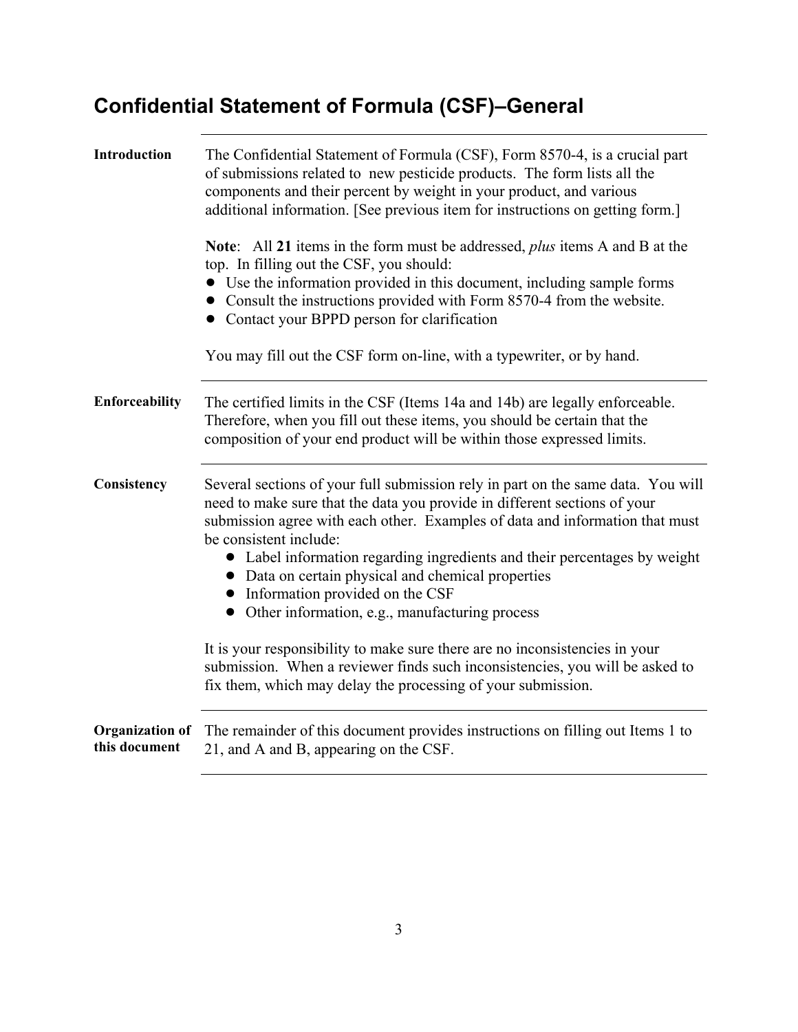# Confidential Statement of Formula (CSF)–General

**Introduction**

The Confidential Statement of Formula (CSF), Form 8570-4, is a crucial part of submissions related to new pesticide products. The form lists all the components and their percent by weight in your product, and various additional information. [See previous item for instructions on getting form.]

**Note**: All **21** items in the form must be addressed, *plus* items A and B at the top. In filling out the CSF, you should:

- Use the information provided in this document, including sample forms
- Consult the instructions provided with Form 8570-4 from the website.
- Contact your BPPD person for clarification

You may fill out the CSF form on-line, with a typewriter, or by hand.

**Enforceability**

The certified limits in the CSF (Items 14a and 14b) are legally enforceable. Therefore, when you fill out these items, you should be certain that the composition of your end product will be within those expressed limits.

**Consistency**

Several sections of your full submission rely in part on the same data. You will need to make sure that the data you provide in different sections of your submission agree with each other. Examples of data and information that must be consistent include:

- Label information regarding ingredients and their percentages by weight
- Data on certain physical and chemical properties
- Information provided on the CSF
- Other information, e.g., manufacturing process

It is your responsibility to make sure there are no inconsistencies in your submission. When a reviewer finds such inconsistencies, you will be asked to fix them, which may delay the processing of your submission.

**Organization of this document**

The remainder of this document provides instructions on filling out Items 1 to 21, and A and B, appearing on the CSF.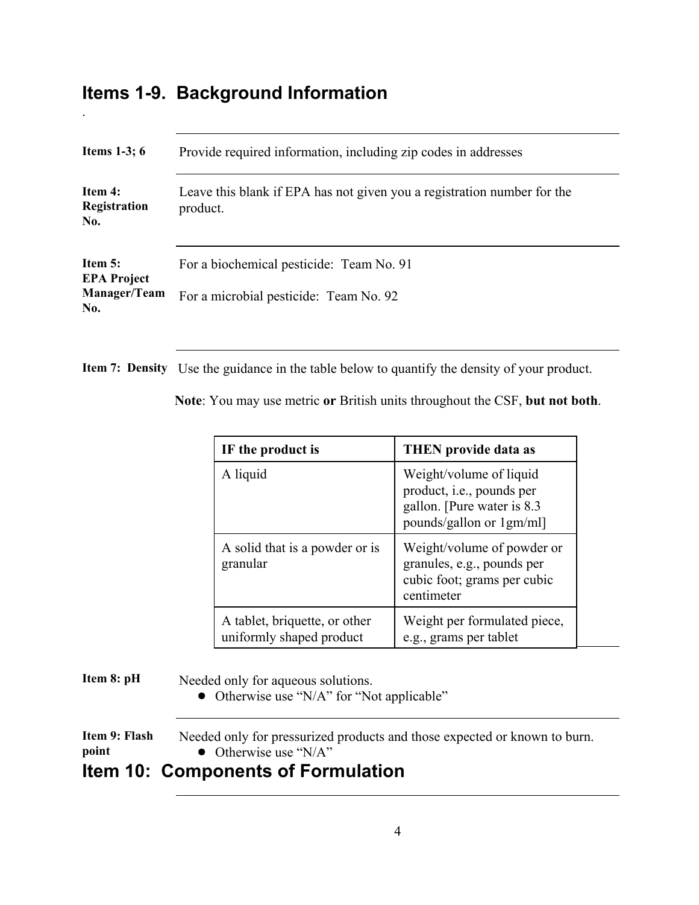## Items 1-9. Background Information

.

**Items 1-3; 6**

Provide required information, including zip codes in addresses

**Item 4: Registration No.**

Leave this blank if EPA has not given you a registration number for the product.

**Item 5: EPA Project Manager/Team No.**

For a biochemical pesticide: Team No. 91

For a microbial pesticide: Team No. 92

**Item 7: Density**

Use the guidance in the table below to quantify the density of your product.

**Note**: You may use metric **or** British units throughout the CSF, **but not both**.

| IF the product is | THEN provide data as |
|---|---|
| A liquid | Weight/volume of liquid product, i.e., pounds per gallon. [Pure water is 8.3 pounds/gallon or 1gm/ml] |
| A solid that is a powder or is granular | Weight/volume of powder or granules, e.g., pounds per cubic foot; grams per cubic centimeter |
| A tablet, briquette, or other uniformly shaped product | Weight per formulated piece, e.g., grams per tablet |

**Item 8: pH**

Needed only for aqueous solutions.

- Otherwise use “N/A” for “Not applicable”

**Item 9: Flash point**

Needed only for pressurized products and those expected or known to burn.

- Otherwise use “N/A”

## Item 10: Components of Formulation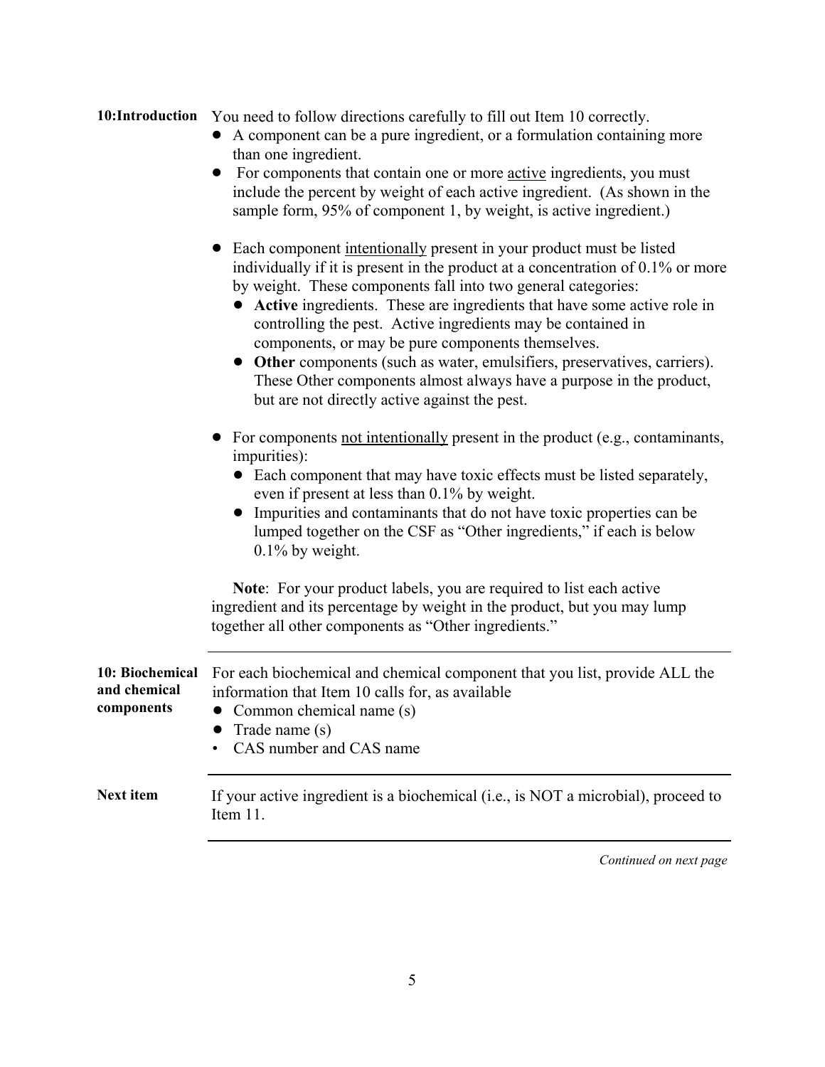**10:Introduction** You need to follow directions carefully to fill out Item 10 correctly.

- A component can be a pure ingredient, or a formulation containing more than one ingredient.
- For components that contain one or more active ingredients, you must include the percent by weight of each active ingredient. (As shown in the sample form, 95% of component 1, by weight, is active ingredient.)
- Each component intentionally present in your product must be listed individually if it is present in the product at a concentration of 0.1% or more by weight. These components fall into two general categories:
  - **Active** ingredients. These are ingredients that have some active role in controlling the pest. Active ingredients may be contained in components, or may be pure components themselves.
  - **Other** components (such as water, emulsifiers, preservatives, carriers). These Other components almost always have a purpose in the product, but are not directly active against the pest.
- For components not intentionally present in the product (e.g., contaminants, impurities):
  - Each component that may have toxic effects must be listed separately, even if present at less than 0.1% by weight.
  - Impurities and contaminants that do not have toxic properties can be lumped together on the CSF as "Other ingredients," if each is below 0.1% by weight.

**Note**: For your product labels, you are required to list each active ingredient and its percentage by weight in the product, but you may lump together all other components as "Other ingredients."

---

**10: Biochemical and chemical components** For each biochemical and chemical component that you list, provide ALL the information that Item 10 calls for, as available

- Common chemical name (s)
- Trade name (s)
- CAS number and CAS name

---

**Next item** If your active ingredient is a biochemical (i.e., is NOT a microbial), proceed to Item 11.

---

*Continued on next page*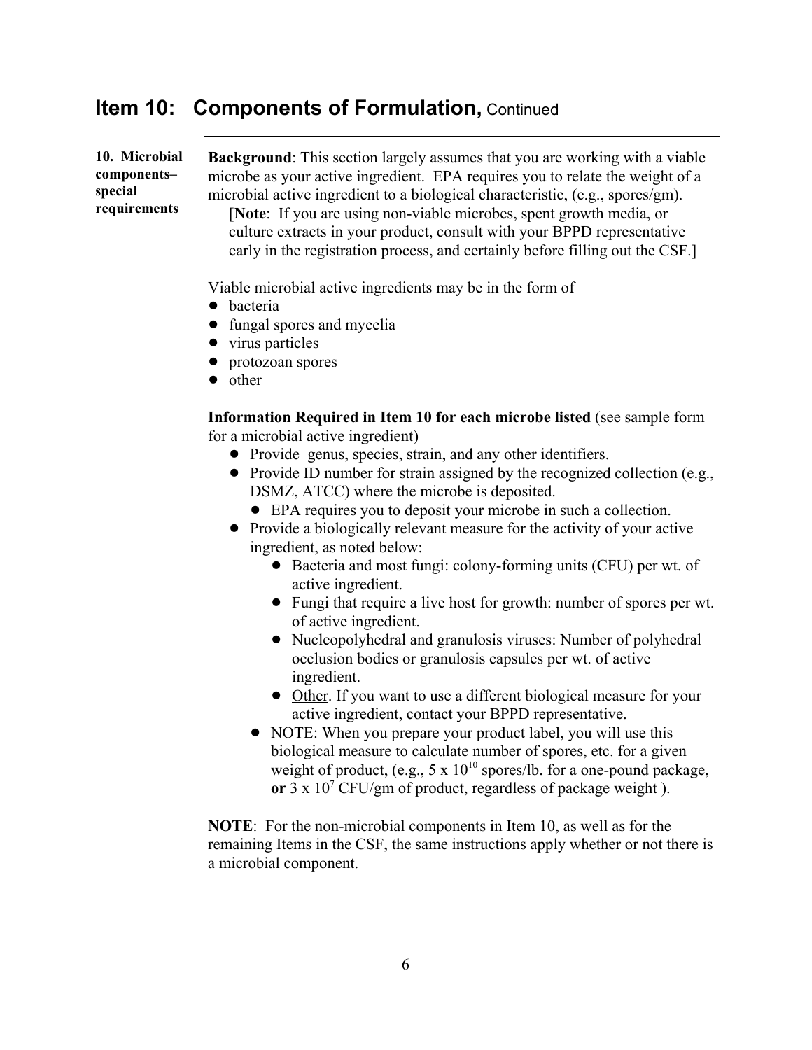## Item 10: Components of Formulation, Continued

**10. Microbial components– special requirements**

**Background**: This section largely assumes that you are working with a viable microbe as your active ingredient. EPA requires you to relate the weight of a microbial active ingredient to a biological characteristic, (e.g., spores/gm).

[**Note**: If you are using non-viable microbes, spent growth media, or culture extracts in your product, consult with your BPPD representative early in the registration process, and certainly before filling out the CSF.]

Viable microbial active ingredients may be in the form of

- bacteria
- fungal spores and mycelia
- virus particles
- protozoan spores
- other

**Information Required in Item 10 for each microbe listed** (see sample form for a microbial active ingredient)

- Provide genus, species, strain, and any other identifiers.
- Provide ID number for strain assigned by the recognized collection (e.g., DSMZ, ATCC) where the microbe is deposited.
  - EPA requires you to deposit your microbe in such a collection.
- Provide a biologically relevant measure for the activity of your active ingredient, as noted below:
  - <u>Bacteria and most fungi</u>: colony-forming units (CFU) per wt. of active ingredient.
  - <u>Fungi that require a live host for growth</u>: number of spores per wt. of active ingredient.
  - <u>Nucleopolyhedral and granulosis viruses</u>: Number of polyhedral occlusion bodies or granulosis capsules per wt. of active ingredient.
  - <u>Other</u>. If you want to use a different biological measure for your active ingredient, contact your BPPD representative.
- NOTE: When you prepare your product label, you will use this biological measure to calculate number of spores, etc. for a given weight of product, (e.g., $5 \times 10^{10}$ spores/lb. for a one-pound package, **or** $3 \times 10^{7}$ CFU/gm of product, regardless of package weight ).

**NOTE**: For the non-microbial components in Item 10, as well as for the remaining Items in the CSF, the same instructions apply whether or not there is a microbial component.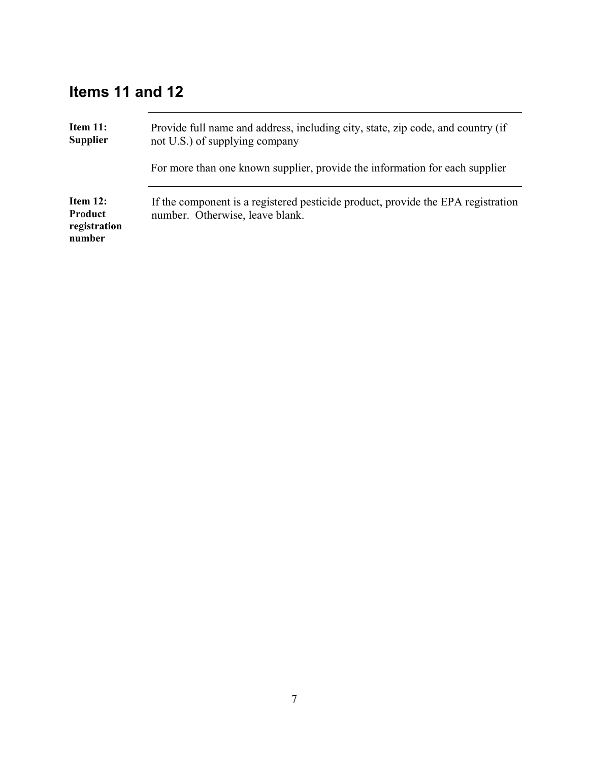## Items 11 and 12

| | |
|---|---|
| **Item 11: Supplier** | Provide full name and address, including city, state, zip code, and country (if not U.S.) of supplying company<br><br>For more than one known supplier, provide the information for each supplier |
| **Item 12: Product registration number** | If the component is a registered pesticide product, provide the EPA registration number. Otherwise, leave blank. |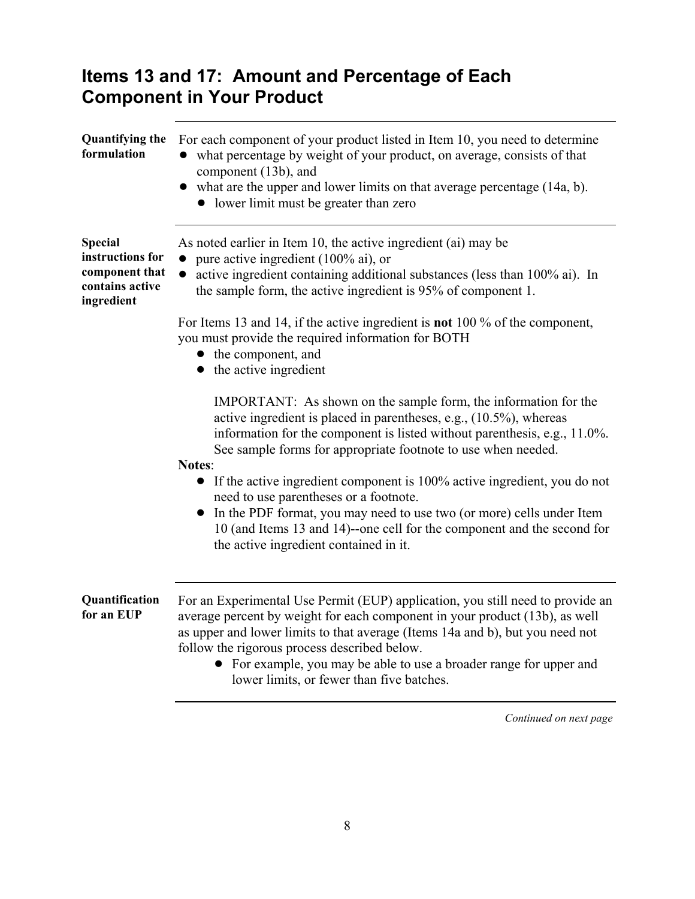## Items 13 and 17: Amount and Percentage of Each Component in Your Product

**Quantifying the formulation**

For each component of your product listed in Item 10, you need to determine

- what percentage by weight of your product, on average, consists of that component (13b), and
- what are the upper and lower limits on that average percentage (14a, b).
  - lower limit must be greater than zero

**Special instructions for component that contains active ingredient**

As noted earlier in Item 10, the active ingredient (ai) may be

- pure active ingredient (100% ai), or
- active ingredient containing additional substances (less than 100% ai). In the sample form, the active ingredient is 95% of component 1.

For Items 13 and 14, if the active ingredient is **not** 100 % of the component, you must provide the required information for BOTH

- the component, and
- the active ingredient

IMPORTANT: As shown on the sample form, the information for the active ingredient is placed in parentheses, e.g., (10.5%), whereas information for the component is listed without parenthesis, e.g., 11.0%. See sample forms for appropriate footnote to use when needed.

**Notes**:

- If the active ingredient component is 100% active ingredient, you do not need to use parentheses or a footnote.
- In the PDF format, you may need to use two (or more) cells under Item 10 (and Items 13 and 14)--one cell for the component and the second for the active ingredient contained in it.

**Quantification for an EUP**

For an Experimental Use Permit (EUP) application, you still need to provide an average percent by weight for each component in your product (13b), as well as upper and lower limits to that average (Items 14a and b), but you need not follow the rigorous process described below.

- For example, you may be able to use a broader range for upper and lower limits, or fewer than five batches.

*Continued on next page*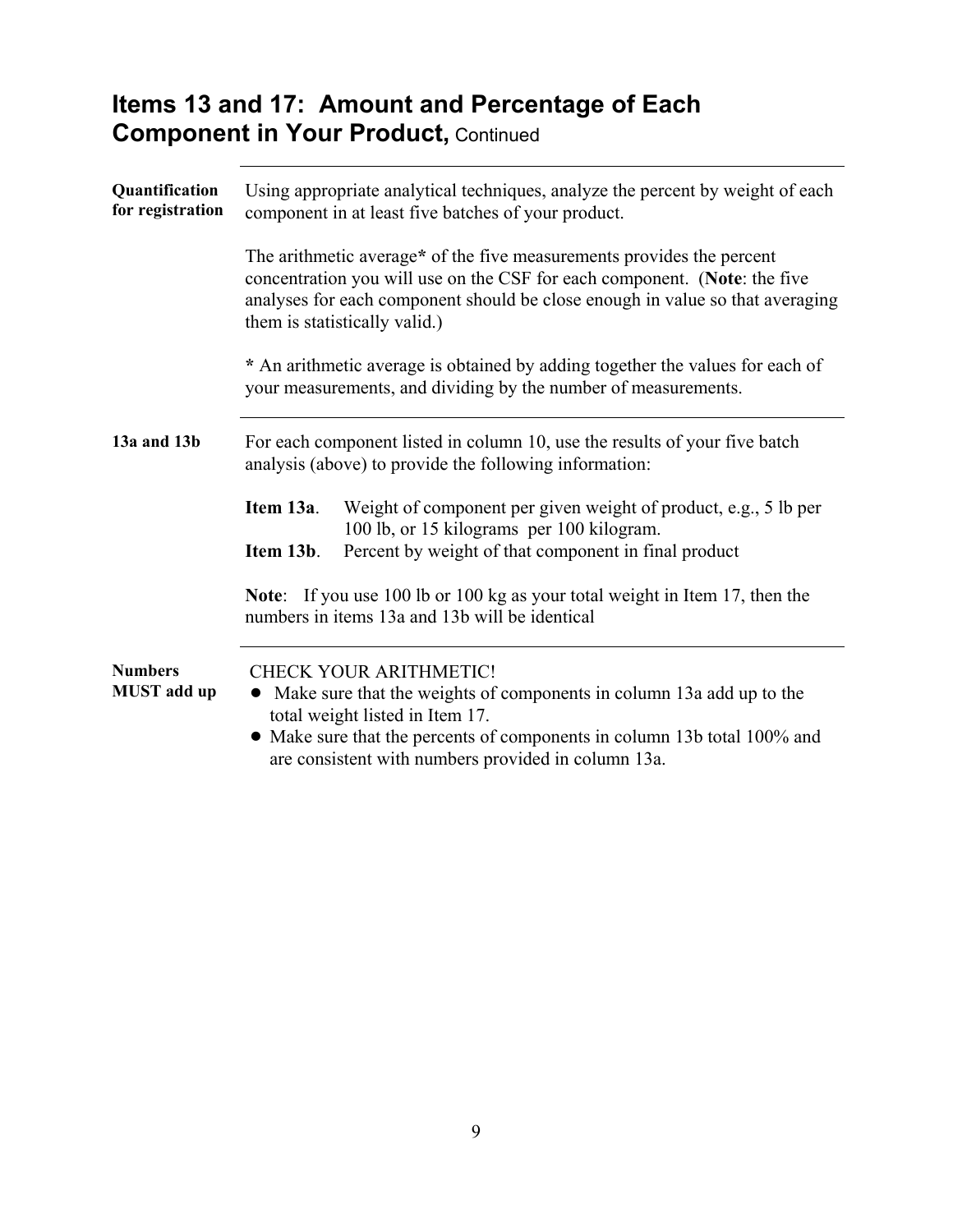## Items 13 and 17: Amount and Percentage of Each Component in Your Product, Continued

**Quantification for registration**

Using appropriate analytical techniques, analyze the percent by weight of each component in at least five batches of your product.

The arithmetic average* of the five measurements provides the percent concentration you will use on the CSF for each component. (**Note**: the five analyses for each component should be close enough in value so that averaging them is statistically valid.)

**\*** An arithmetic average is obtained by adding together the values for each of your measurements, and dividing by the number of measurements.

---

**13a and 13b**

For each component listed in column 10, use the results of your five batch analysis (above) to provide the following information:

**Item 13a**. Weight of component per given weight of product, e.g., 5 lb per 100 lb, or 15 kilograms per 100 kilogram.

**Item 13b**. Percent by weight of that component in final product

**Note**: If you use 100 lb or 100 kg as your total weight in Item 17, then the numbers in items 13a and 13b will be identical

---

**Numbers MUST add up**

CHECK YOUR ARITHMETIC!

- Make sure that the weights of components in column 13a add up to the total weight listed in Item 17.
- Make sure that the percents of components in column 13b total 100% and are consistent with numbers provided in column 13a.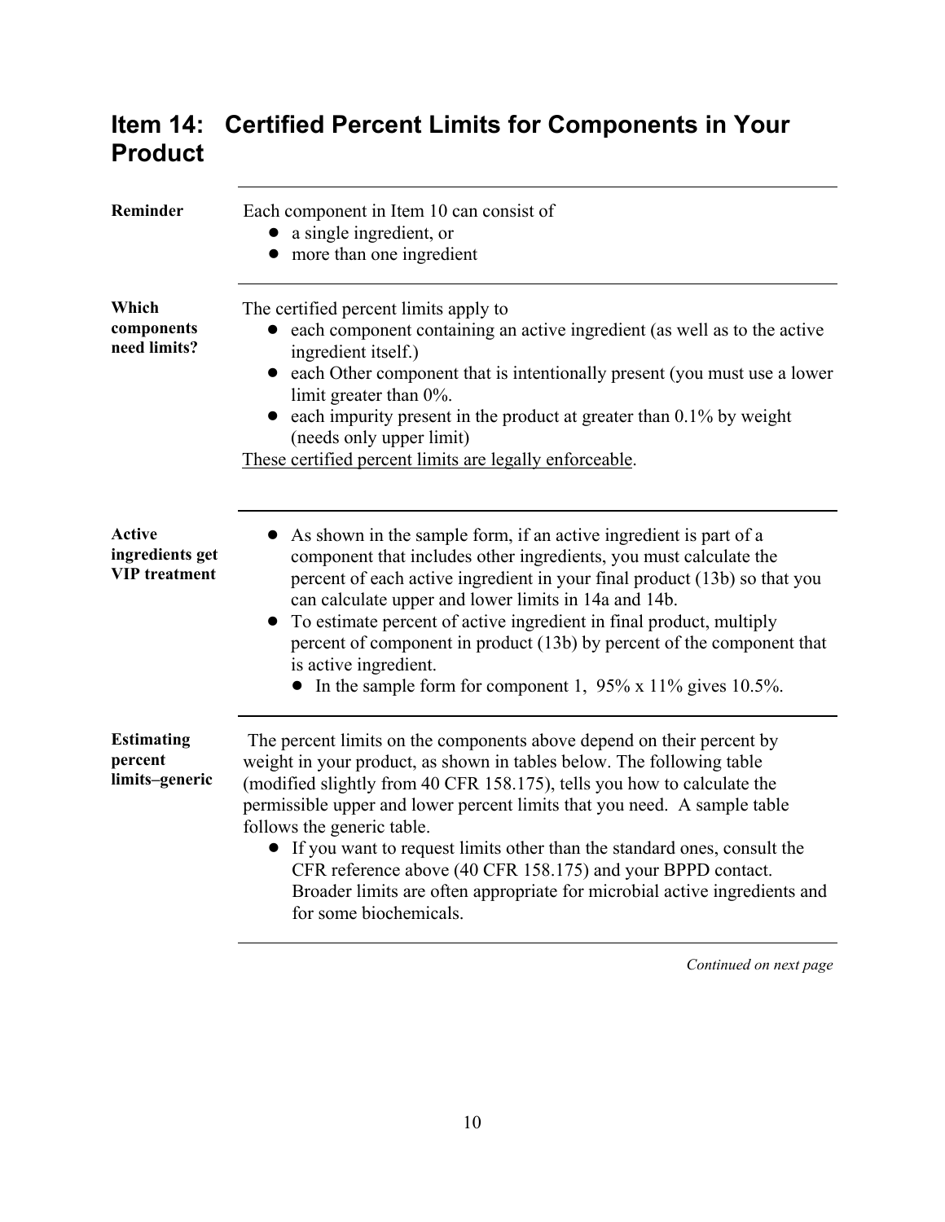# Item 14: Certified Percent Limits for Components in Your Product

**Reminder**

Each component in Item 10 can consist of

- a single ingredient, or
- more than one ingredient

**Which components need limits?**

The certified percent limits apply to

- each component containing an active ingredient (as well as to the active ingredient itself.)
- each Other component that is intentionally present (you must use a lower limit greater than 0%.
- each impurity present in the product at greater than 0.1% by weight (needs only upper limit)

These certified percent limits are legally enforceable.

**Active ingredients get VIP treatment**

- As shown in the sample form, if an active ingredient is part of a component that includes other ingredients, you must calculate the percent of each active ingredient in your final product (13b) so that you can calculate upper and lower limits in 14a and 14b.
- To estimate percent of active ingredient in final product, multiply percent of component in product (13b) by percent of the component that is active ingredient.
  - In the sample form for component 1, 95% x 11% gives 10.5%.

**Estimating percent limits–generic**

The percent limits on the components above depend on their percent by weight in your product, as shown in tables below. The following table (modified slightly from 40 CFR 158.175), tells you how to calculate the permissible upper and lower percent limits that you need. A sample table follows the generic table.

- If you want to request limits other than the standard ones, consult the CFR reference above (40 CFR 158.175) and your BPPD contact. Broader limits are often appropriate for microbial active ingredients and for some biochemicals.

*Continued on next page*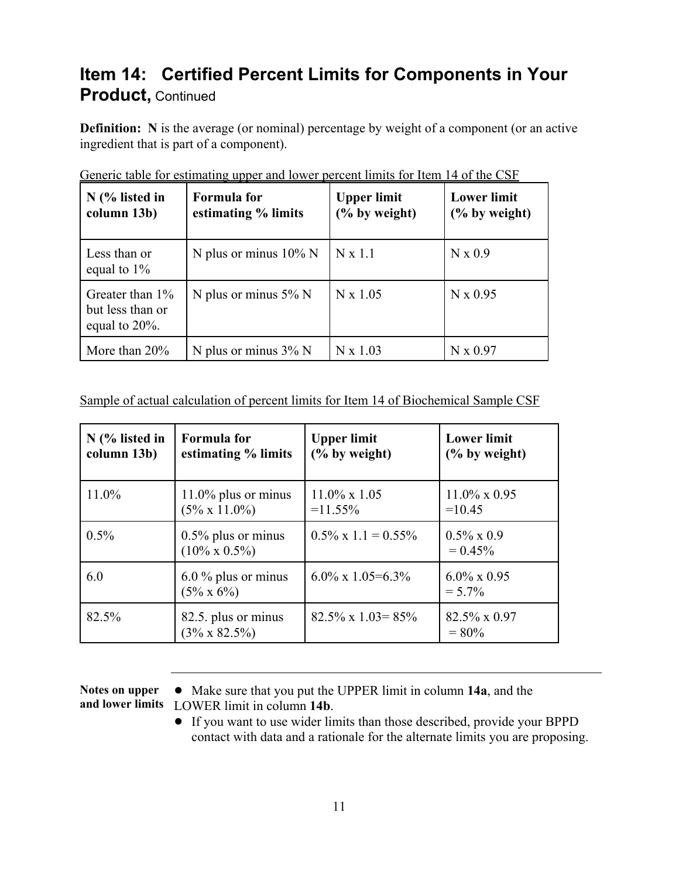# Item 14: Certified Percent Limits for Components in Your Product, Continued

**Definition:** **N** is the average (or nominal) percentage by weight of a component (or an active ingredient that is part of a component).

Generic table for estimating upper and lower percent limits for Item 14 of the CSF

| N (% listed in column 13b) | Formula for estimating % limits | Upper limit (% by weight) | Lower limit (% by weight) |
|---|---|---|---|
| Less than or equal to 1% | N plus or minus 10% N | N x 1.1 | N x 0.9 |
| Greater than 1% but less than or equal to 20%. | N plus or minus 5% N | N x 1.05 | N x 0.95 |
| More than 20% | N plus or minus 3% N | N x 1.03 | N x 0.97 |

Sample of actual calculation of percent limits for Item 14 of Biochemical Sample CSF

| N (% listed in column 13b) | Formula for estimating % limits | Upper limit (% by weight) | Lower limit (% by weight) |
|---|---|---|---|
| 11.0% | 11.0% plus or minus (5% x 11.0%) | 11.0% x 1.05 =11.55% | 11.0% x 0.95 =10.45 |
| 0.5% | 0.5% plus or minus (10% x 0.5%) | 0.5% x 1.1 = 0.55% | 0.5% x 0.9 = 0.45% |
| 6.0 | 6.0 % plus or minus (5% x 6%) | 6.0% x 1.05=6.3% | 6.0% x 0.95 = 5.7% |
| 82.5% | 82.5. plus or minus (3% x 82.5%) | 82.5% x 1.03= 85% | 82.5% x 0.97 = 80% |

**Notes on upper and lower limits**

- Make sure that you put the UPPER limit in column **14a**, and the LOWER limit in column **14b**.
- If you want to use wider limits than those described, provide your BPPD contact with data and a rationale for the alternate limits you are proposing.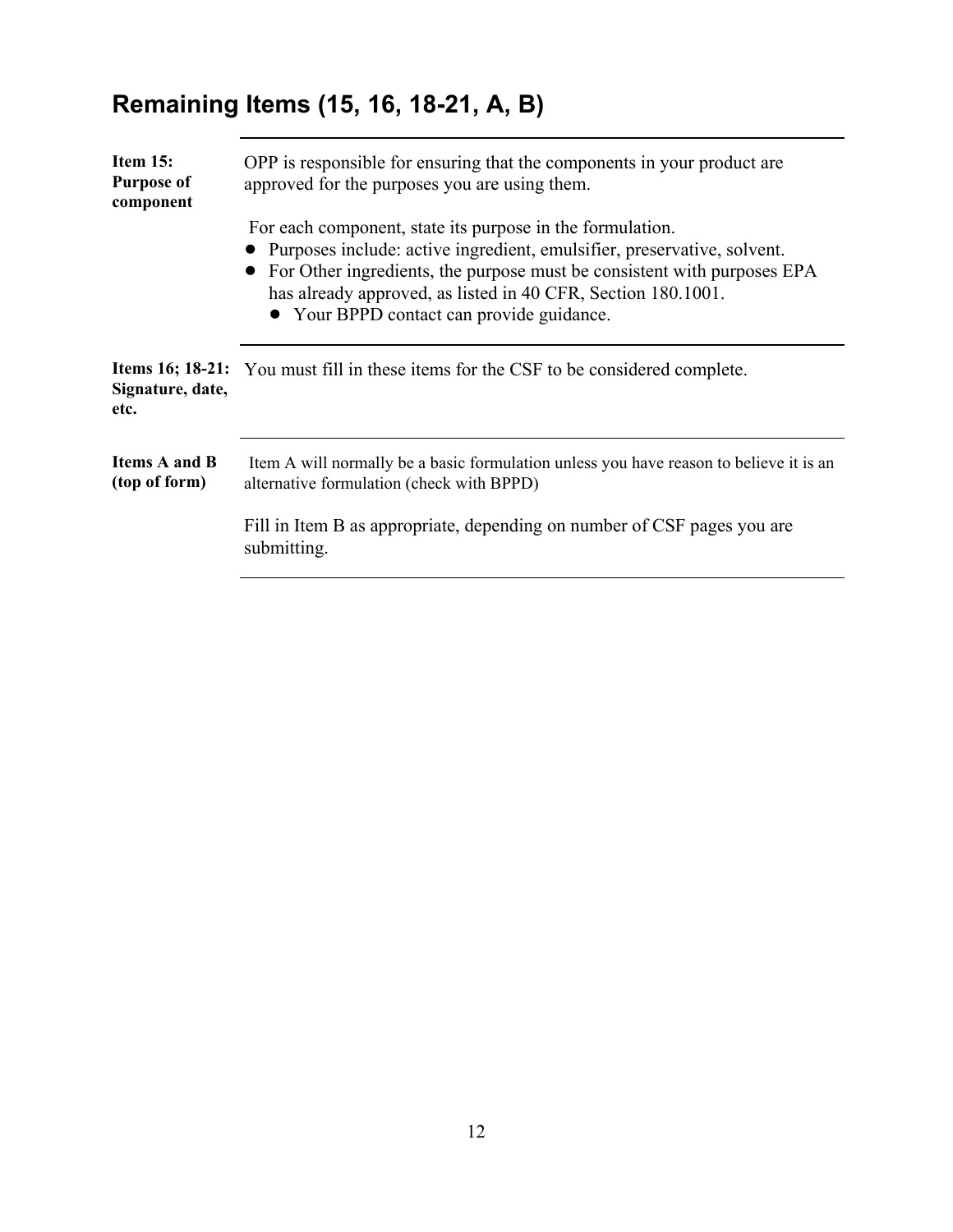## Remaining Items (15, 16, 18-21, A, B)

**Item 15: Purpose of component**

OPP is responsible for ensuring that the components in your product are approved for the purposes you are using them.

For each component, state its purpose in the formulation.

- Purposes include: active ingredient, emulsifier, preservative, solvent.
- For Other ingredients, the purpose must be consistent with purposes EPA has already approved, as listed in 40 CFR, Section 180.1001.
  - Your BPPD contact can provide guidance.

**Items 16; 18-21: Signature, date, etc.**

You must fill in these items for the CSF to be considered complete.

**Items A and B (top of form)**

Item A will normally be a basic formulation unless you have reason to believe it is an alternative formulation (check with BPPD)

Fill in Item B as appropriate, depending on number of CSF pages you are submitting.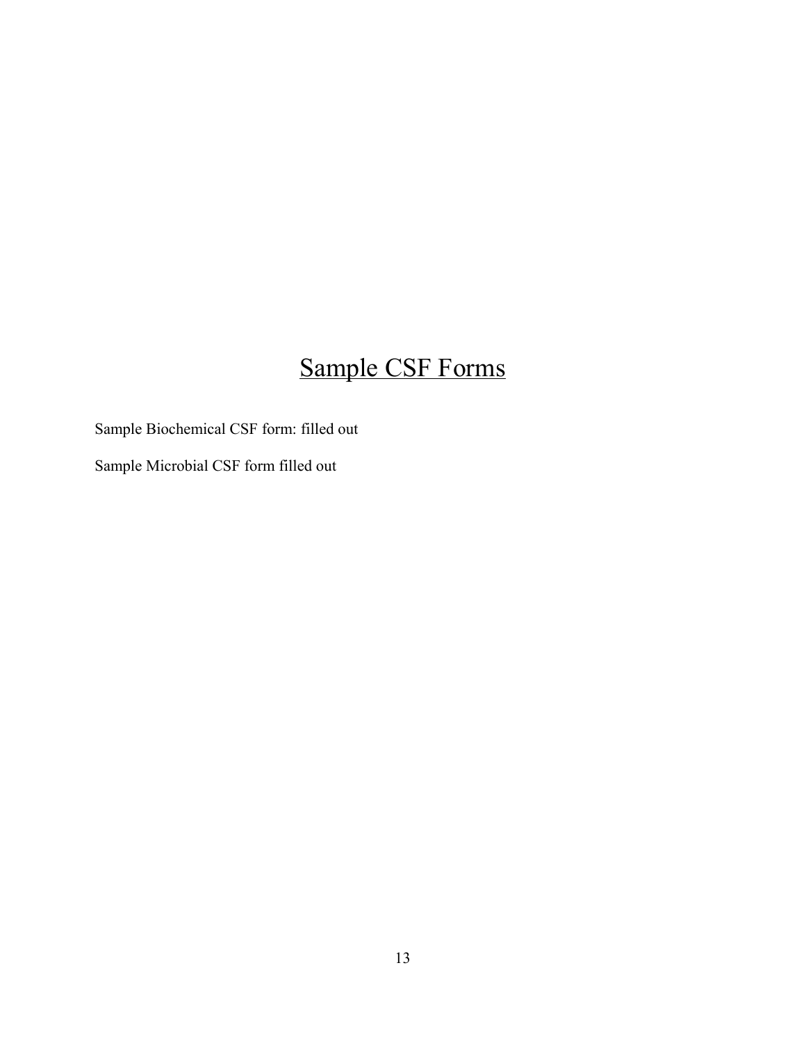# Sample CSF Forms

Sample Biochemical CSF form: filled out

Sample Microbial CSF form filled out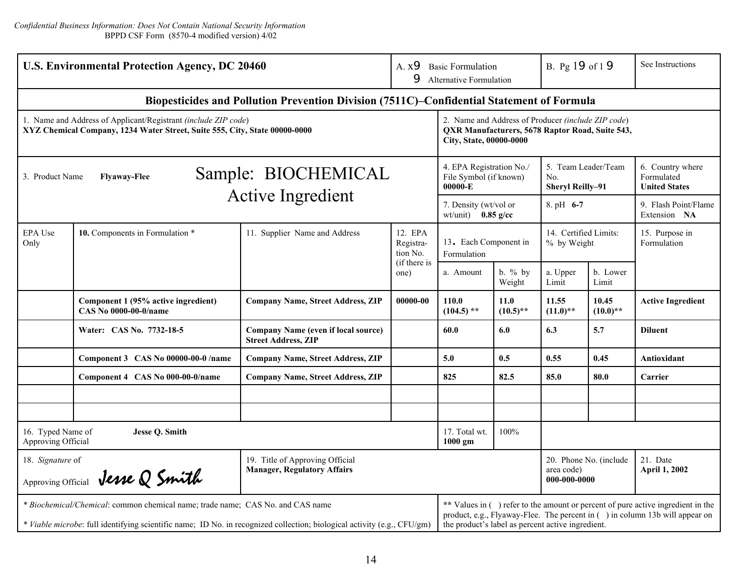*Confidential Business Information: Does Not Contain National Security Information*
BPPD CSF Form (8570-4 modified version) 4/02

| **U.S. Environmental Protection Agency, DC 20460** | A. x9 Basic Formulation 9 Alternative Formulation | B. Pg 19 of 1 9 | See Instructions |
|---|---|---|---|

**Biopesticides and Pollution Prevention Division (7511C)–Confidential Statement of Formula**

| 1. Name and Address of Applicant/Registrant *(include ZIP code)* | 2. Name and Address of Producer *(include ZIP code)* |
|---|---|
| **XYZ Chemical Company, 1234 Water Street, Suite 555, City, State 00000-0000** | **QXR Manufacturers, 5678 Raptor Road, Suite 543, City, State, 00000-0000** |

| 3. Product Name **Flyaway-Flee** | Sample: BIOCHEMICAL Active Ingredient | 4. EPA Registration No./ File Symbol (if known) **00000-E** | 5. Team Leader/Team No. **Sheryl Reilly–91** | 6. Country where Formulated **United States** |
|---|---|---|---|---|
| | | 7. Density (wt/vol or wt/unit) **0.85 g/cc** | 8. pH **6-7** | 9. Flash Point/Flame Extension **NA** |

| EPA Use Only | **10.** Components in Formulation * | 11. Supplier Name and Address | 12. EPA Registration No. (if there is one) | 13. Each Component in Formulation | | 14. Certified Limits: % by Weight | | 15. Purpose in Formulation |
|---|---|---|---|---|---|---|---|---|
| | | | | a. Amount | b. % by Weight | a. Upper Limit | b. Lower Limit | |
| | **Component 1 (95% active ingredient) CAS No 0000-00-0/name** | **Company Name, Street Address, ZIP** | **00000-00** | **110.0 (104.5) \*\*** | **11.0 (10.5)\*\*** | **11.55 (11.0)\*\*** | **10.45 (10.0)\*\*** | **Active Ingredient** |
| | **Water: CAS No. 7732-18-5** | **Company Name (even if local source) Street Address, ZIP** | | **60.0** | **6.0** | **6.3** | **5.7** | **Diluent** |
| | **Component 3 CAS No 00000-00-0 /name** | **Company Name, Street Address, ZIP** | | **5.0** | **0.5** | **0.55** | **0.45** | **Antioxidant** |
| | **Component 4 CAS No 000-00-0/name** | **Company Name, Street Address, ZIP** | | **825** | **82.5** | **85.0** | **80.0** | **Carrier** |
| | | | | | | | | |
| | | | | | | | | |

| 16. Typed Name of Approving Official | **Jesse Q. Smith** | 17. Total wt. **1000 gm** | 100% |
|---|---|---|---|

| 18. *Signature* of Approving Official | 19. Title of Approving Official | 20. Phone No. (include area code) | 21. Date |
|---|---|---|---|
| Jesse Q Smith | **Manager, Regulatory Affairs** | **000-000-0000** | **April 1, 2002** |

\* *Biochemical/Chemical*: common chemical name; trade name; CAS No. and CAS name

\* *Viable microbe*: full identifying scientific name; ID No. in recognized collection; biological activity (e.g., CFU/gm)

\*\* Values in ( ) refer to the amount or percent of pure active ingredient in the product, e.g., Flyaway-Flee. The percent in ( ) in column 13b will appear on the product's label as percent active ingredient.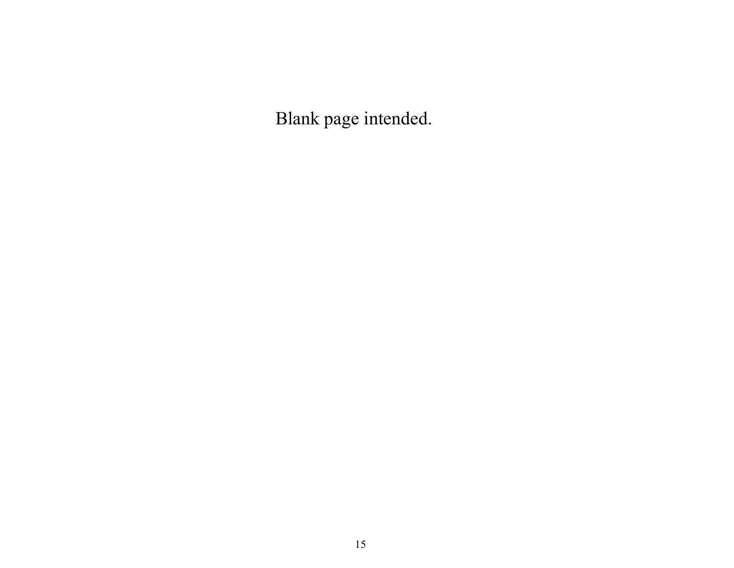Blank page intended.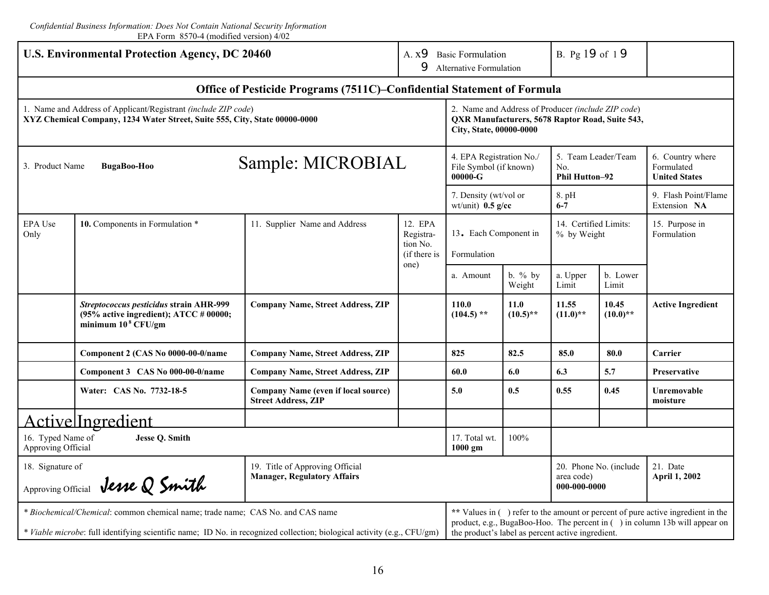*Confidential Business Information: Does Not Contain National Security Information*
EPA Form 8570-4 (modified version) 4/02

| **U.S. Environmental Protection Agency, DC 20460** | | | A. x9 Basic Formulation 9 Alternative Formulation | | | B. Pg 19 of 19 | | |
|---|---|---|---|---|---|---|---|---|
| **Office of Pesticide Programs (7511C)–Confidential Statement of Formula** | | | | | | | | |
| 1. Name and Address of Applicant/Registrant *(include ZIP code)* **XYZ Chemical Company, 1234 Water Street, Suite 555, City, State 00000-0000** | | | | 2. Name and Address of Producer *(include ZIP code)* **QXR Manufacturers, 5678 Raptor Road, Suite 543, City, State, 00000-0000** | | | | |
| 3. Product Name **BugaBoo-Hoo** | | Sample: MICROBIAL | | 4. EPA Registration No./ File Symbol (if known) **00000-G** | | 5. Team Leader/Team No. **Phil Hutton–92** | | 6. Country where Formulated **United States** |
| | | | | 7. Density (wt/vol or wt/unit) **0.5 g/cc** | | 8. pH **6-7** | | 9. Flash Point/Flame Extension **NA** |
| EPA Use Only | **10.** Components in Formulation * | 11. Supplier Name and Address | 12. EPA Registration No. (if there is one) | 13. Each Component in Formulation | | 14. Certified Limits: % by Weight | | 15. Purpose in Formulation |
| | | | | a. Amount | b. % by Weight | a. Upper Limit | b. Lower Limit | |
| | ***Streptococcus pesticidus* strain AHR-999 (95% active ingredient); ATCC # 00000; minimum $10^8$ CFU/gm** | **Company Name, Street Address, ZIP** | | **110.0 (104.5) \*\*** | **11.0 (10.5)\*\*** | **11.55 (11.0)\*\*** | **10.45 (10.0)\*\*** | **Active Ingredient** |
| | **Component 2 (CAS No 0000-00-0/name** | **Company Name, Street Address, ZIP** | | **825** | **82.5** | **85.0** | **80.0** | **Carrier** |
| | **Component 3 CAS No 000-00-0/name** | **Company Name, Street Address, ZIP** | | **60.0** | **6.0** | **6.3** | **5.7** | **Preservative** |
| | **Water: CAS No. 7732-18-5** | **Company Name (even if local source) Street Address, ZIP** | | **5.0** | **0.5** | **0.55** | **0.45** | **Unremovable moisture** |
| Active | Ingredient | | | | | | | |
| 16. Typed Name of Approving Official | **Jesse Q. Smith** | | | 17. Total wt. **1000 gm** | 100% | | | |
| 18. Signature of Approving Official | *Jesse Q Smith* | 19. Title of Approving Official **Manager, Regulatory Affairs** | | | | 20. Phone No. (include area code) **000-000-0000** | | 21. Date **April 1, 2002** |

\* *Biochemical/Chemical*: common chemical name; trade name; CAS No. and CAS name

\* *Viable microbe*: full identifying scientific name; ID No. in recognized collection; biological activity (e.g., CFU/gm)

\*\* Values in ( ) refer to the amount or percent of pure active ingredient in the product, e.g., BugaBoo-Hoo. The percent in ( ) in column 13b will appear on the product's label as percent active ingredient.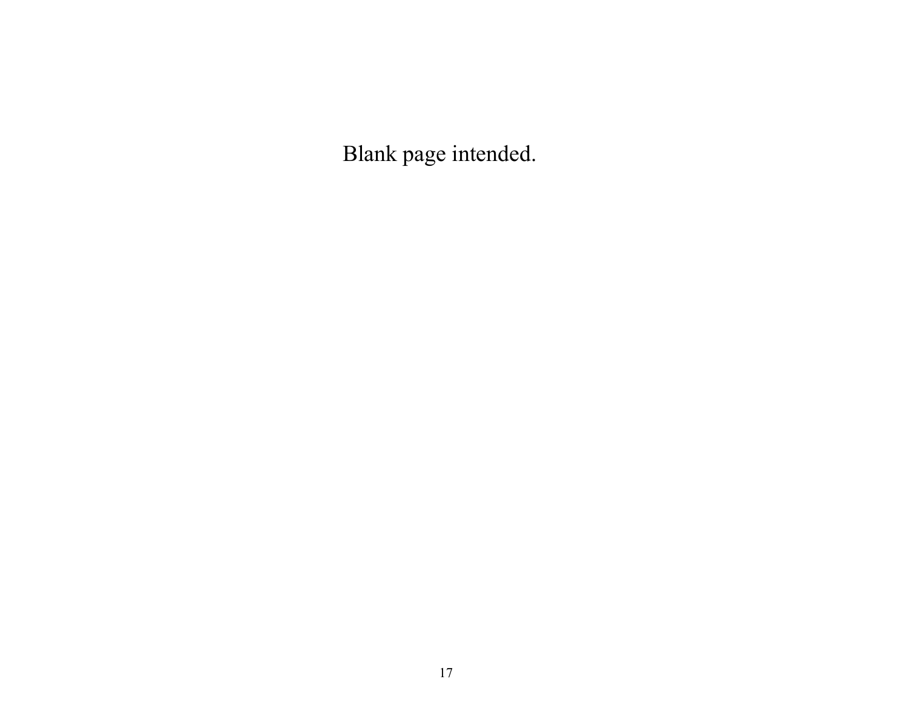Blank page intended.